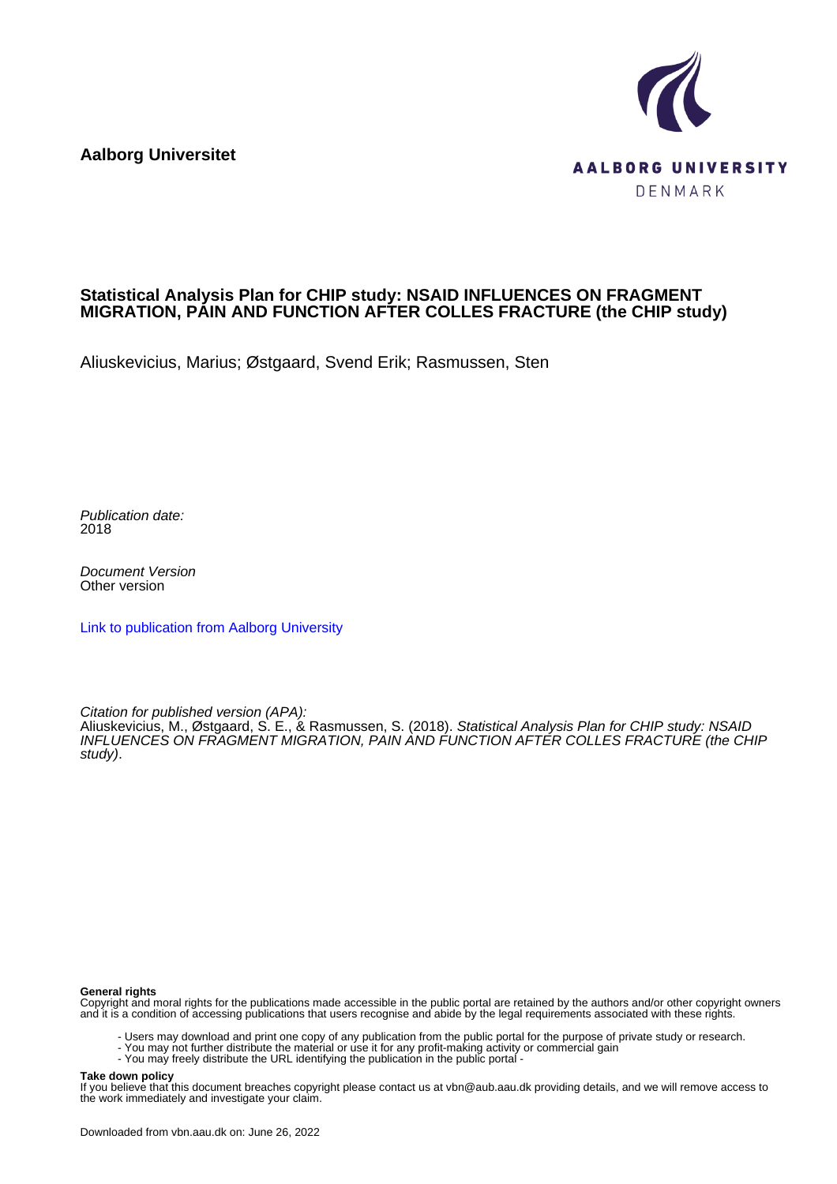**Aalborg Universitet**

AALBORG UNIVERSITY
DENMARK

# Statistical Analysis Plan for CHIP study: NSAID INFLUENCES ON FRAGMENT MIGRATION, PAIN AND FUNCTION AFTER COLLES FRACTURE (the CHIP study)

Aliuskevicius, Marius; Østgaard, Svend Erik; Rasmussen, Sten

*Publication date:*
2018

*Document Version*
Other version

Link to publication from Aalborg University

*Citation for published version (APA):*
Aliuskevicius, M., Østgaard, S. E., & Rasmussen, S. (2018). *Statistical Analysis Plan for CHIP study: NSAID INFLUENCES ON FRAGMENT MIGRATION, PAIN AND FUNCTION AFTER COLLES FRACTURE (the CHIP study)*.

**General rights**
Copyright and moral rights for the publications made accessible in the public portal are retained by the authors and/or other copyright owners and it is a condition of accessing publications that users recognise and abide by the legal requirements associated with these rights.

- Users may download and print one copy of any publication from the public portal for the purpose of private study or research.
- You may not further distribute the material or use it for any profit-making activity or commercial gain
- You may freely distribute the URL identifying the publication in the public portal -

**Take down policy**
If you believe that this document breaches copyright please contact us at vbn@aub.aau.dk providing details, and we will remove access to the work immediately and investigate your claim.

Downloaded from vbn.aau.dk on: June 26, 2022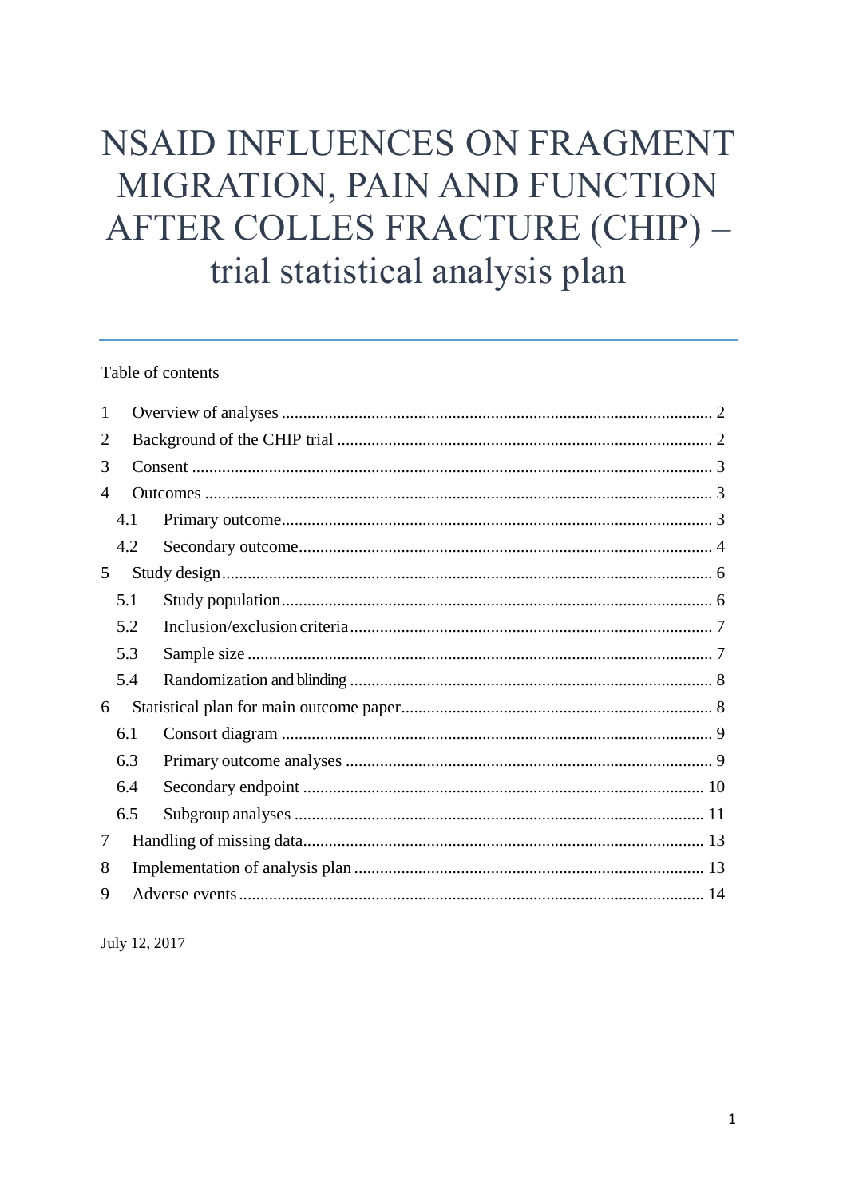# NSAID INFLUENCES ON FRAGMENT MIGRATION, PAIN AND FUNCTION AFTER COLLES FRACTURE (CHIP) – trial statistical analysis plan

Table of contents

1 Overview of analyses ..... 2
2 Background of the CHIP trial ..... 2
3 Consent ..... 3
4 Outcomes ..... 3
 4.1 Primary outcome ..... 3
 4.2 Secondary outcome ..... 4
5 Study design ..... 6
 5.1 Study population ..... 6
 5.2 Inclusion/exclusion criteria ..... 7
 5.3 Sample size ..... 7
 5.4 Randomization and blinding ..... 8
6 Statistical plan for main outcome paper ..... 8
 6.1 Consort diagram ..... 9
 6.3 Primary outcome analyses ..... 9
 6.4 Secondary endpoint ..... 10
 6.5 Subgroup analyses ..... 11
7 Handling of missing data ..... 13
8 Implementation of analysis plan ..... 13
9 Adverse events ..... 14

July 12, 2017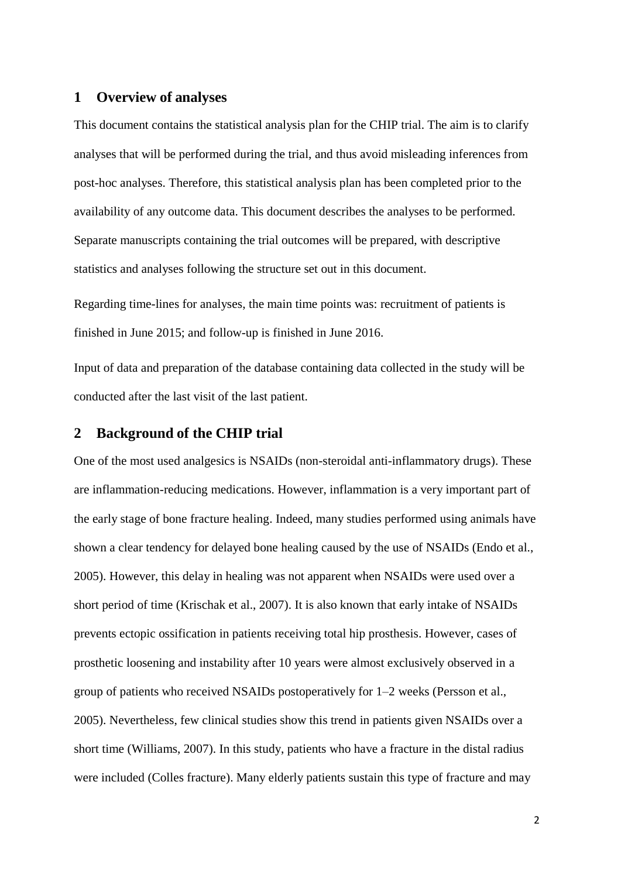## 1 Overview of analyses

This document contains the statistical analysis plan for the CHIP trial. The aim is to clarify analyses that will be performed during the trial, and thus avoid misleading inferences from post-hoc analyses. Therefore, this statistical analysis plan has been completed prior to the availability of any outcome data. This document describes the analyses to be performed. Separate manuscripts containing the trial outcomes will be prepared, with descriptive statistics and analyses following the structure set out in this document.

Regarding time-lines for analyses, the main time points was: recruitment of patients is finished in June 2015; and follow-up is finished in June 2016.

Input of data and preparation of the database containing data collected in the study will be conducted after the last visit of the last patient.

## 2 Background of the CHIP trial

One of the most used analgesics is NSAIDs (non-steroidal anti-inflammatory drugs). These are inflammation-reducing medications. However, inflammation is a very important part of the early stage of bone fracture healing. Indeed, many studies performed using animals have shown a clear tendency for delayed bone healing caused by the use of NSAIDs (Endo et al., 2005). However, this delay in healing was not apparent when NSAIDs were used over a short period of time (Krischak et al., 2007). It is also known that early intake of NSAIDs prevents ectopic ossification in patients receiving total hip prosthesis. However, cases of prosthetic loosening and instability after 10 years were almost exclusively observed in a group of patients who received NSAIDs postoperatively for 1–2 weeks (Persson et al., 2005). Nevertheless, few clinical studies show this trend in patients given NSAIDs over a short time (Williams, 2007). In this study, patients who have a fracture in the distal radius were included (Colles fracture). Many elderly patients sustain this type of fracture and may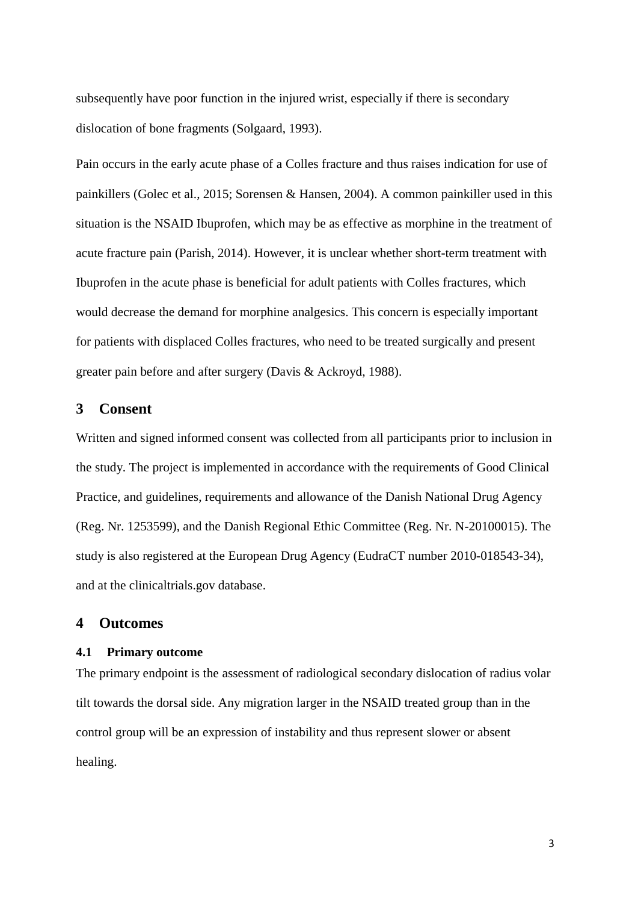subsequently have poor function in the injured wrist, especially if there is secondary dislocation of bone fragments (Solgaard, 1993).

Pain occurs in the early acute phase of a Colles fracture and thus raises indication for use of painkillers (Golec et al., 2015; Sorensen & Hansen, 2004). A common painkiller used in this situation is the NSAID Ibuprofen, which may be as effective as morphine in the treatment of acute fracture pain (Parish, 2014). However, it is unclear whether short-term treatment with Ibuprofen in the acute phase is beneficial for adult patients with Colles fractures, which would decrease the demand for morphine analgesics. This concern is especially important for patients with displaced Colles fractures, who need to be treated surgically and present greater pain before and after surgery (Davis & Ackroyd, 1988).

## 3 Consent

Written and signed informed consent was collected from all participants prior to inclusion in the study. The project is implemented in accordance with the requirements of Good Clinical Practice, and guidelines, requirements and allowance of the Danish National Drug Agency (Reg. Nr. 1253599), and the Danish Regional Ethic Committee (Reg. Nr. N-20100015). The study is also registered at the European Drug Agency (EudraCT number 2010-018543-34), and at the clinicaltrials.gov database.

## 4 Outcomes

### 4.1 Primary outcome

The primary endpoint is the assessment of radiological secondary dislocation of radius volar tilt towards the dorsal side. Any migration larger in the NSAID treated group than in the control group will be an expression of instability and thus represent slower or absent healing.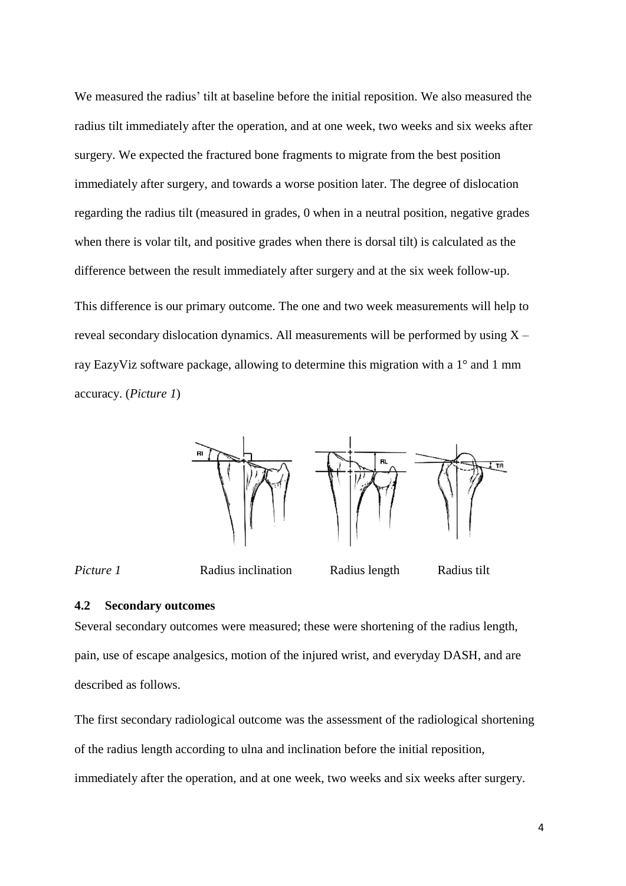We measured the radius' tilt at baseline before the initial reposition. We also measured the radius tilt immediately after the operation, and at one week, two weeks and six weeks after surgery. We expected the fractured bone fragments to migrate from the best position immediately after surgery, and towards a worse position later. The degree of dislocation regarding the radius tilt (measured in grades, 0 when in a neutral position, negative grades when there is volar tilt, and positive grades when there is dorsal tilt) is calculated as the difference between the result immediately after surgery and at the six week follow-up.

This difference is our primary outcome. The one and two week measurements will help to reveal secondary dislocation dynamics. All measurements will be performed by using X – ray EazyViz software package, allowing to determine this migration with a 1° and 1 mm accuracy. (*Picture 1*)

*Picture 1* Radius inclination Radius length Radius tilt

### 4.2 Secondary outcomes

Several secondary outcomes were measured; these were shortening of the radius length, pain, use of escape analgesics, motion of the injured wrist, and everyday DASH, and are described as follows.

The first secondary radiological outcome was the assessment of the radiological shortening of the radius length according to ulna and inclination before the initial reposition, immediately after the operation, and at one week, two weeks and six weeks after surgery.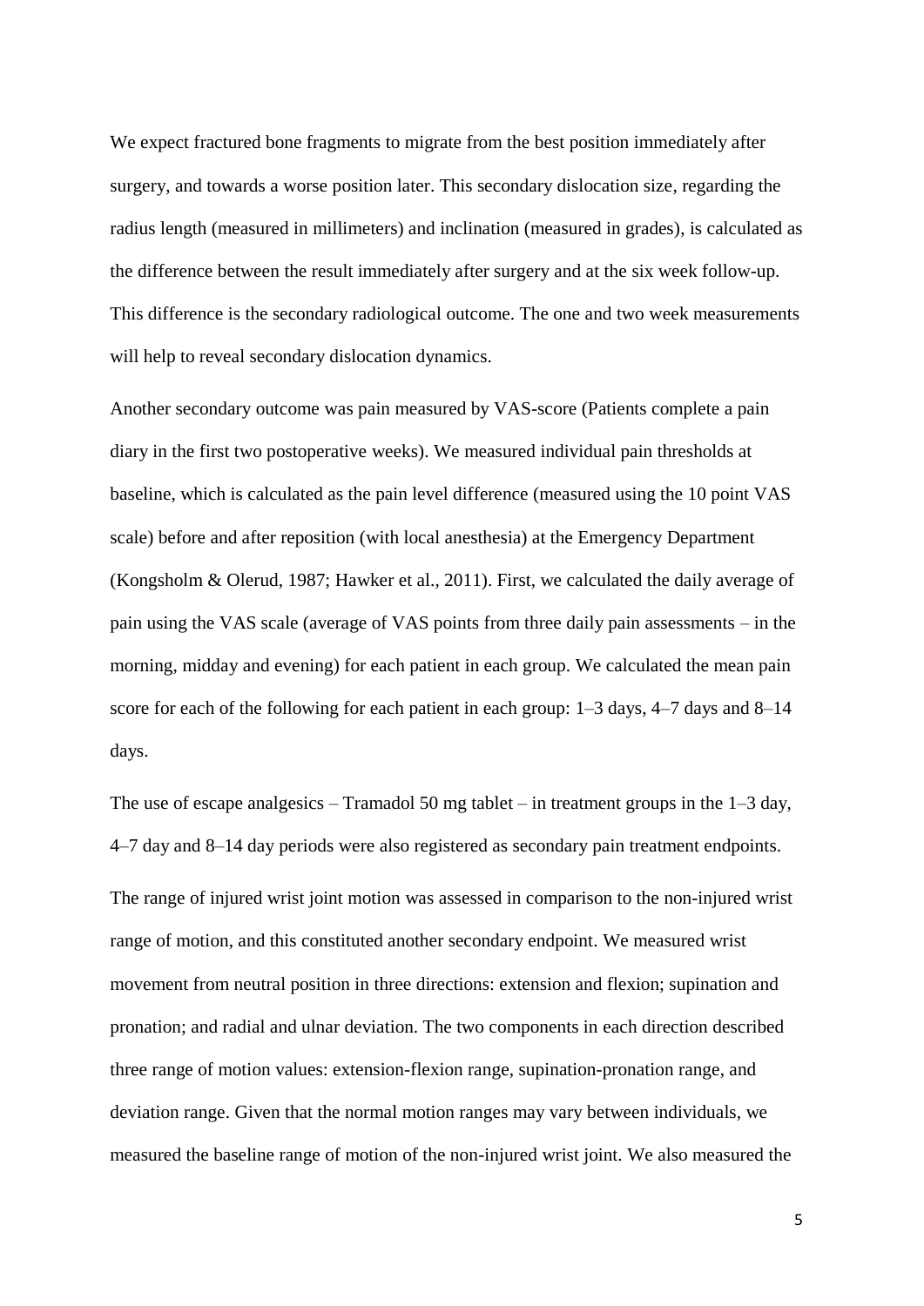We expect fractured bone fragments to migrate from the best position immediately after surgery, and towards a worse position later. This secondary dislocation size, regarding the radius length (measured in millimeters) and inclination (measured in grades), is calculated as the difference between the result immediately after surgery and at the six week follow-up. This difference is the secondary radiological outcome. The one and two week measurements will help to reveal secondary dislocation dynamics.

Another secondary outcome was pain measured by VAS-score (Patients complete a pain diary in the first two postoperative weeks). We measured individual pain thresholds at baseline, which is calculated as the pain level difference (measured using the 10 point VAS scale) before and after reposition (with local anesthesia) at the Emergency Department (Kongsholm & Olerud, 1987; Hawker et al., 2011). First, we calculated the daily average of pain using the VAS scale (average of VAS points from three daily pain assessments – in the morning, midday and evening) for each patient in each group. We calculated the mean pain score for each of the following for each patient in each group: 1–3 days, 4–7 days and 8–14 days.

The use of escape analgesics – Tramadol 50 mg tablet – in treatment groups in the 1–3 day, 4–7 day and 8–14 day periods were also registered as secondary pain treatment endpoints.

The range of injured wrist joint motion was assessed in comparison to the non-injured wrist range of motion, and this constituted another secondary endpoint. We measured wrist movement from neutral position in three directions: extension and flexion; supination and pronation; and radial and ulnar deviation. The two components in each direction described three range of motion values: extension-flexion range, supination-pronation range, and deviation range. Given that the normal motion ranges may vary between individuals, we measured the baseline range of motion of the non-injured wrist joint. We also measured the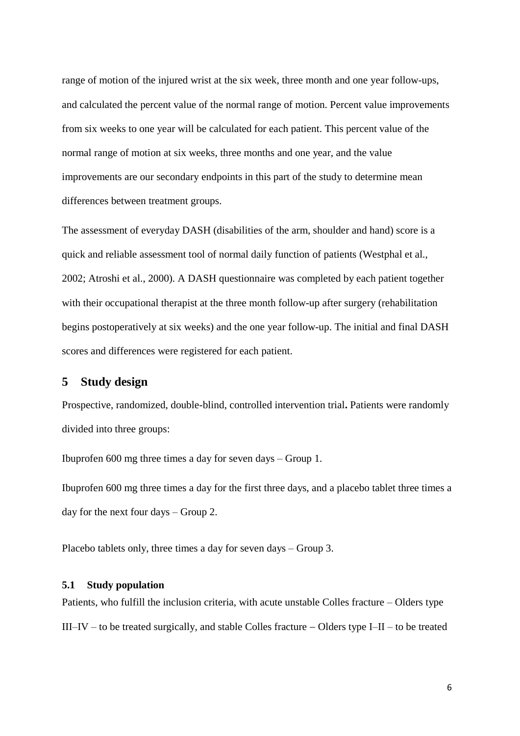range of motion of the injured wrist at the six week, three month and one year follow-ups, and calculated the percent value of the normal range of motion. Percent value improvements from six weeks to one year will be calculated for each patient. This percent value of the normal range of motion at six weeks, three months and one year, and the value improvements are our secondary endpoints in this part of the study to determine mean differences between treatment groups.

The assessment of everyday DASH (disabilities of the arm, shoulder and hand) score is a quick and reliable assessment tool of normal daily function of patients (Westphal et al., 2002; Atroshi et al., 2000). A DASH questionnaire was completed by each patient together with their occupational therapist at the three month follow-up after surgery (rehabilitation begins postoperatively at six weeks) and the one year follow-up. The initial and final DASH scores and differences were registered for each patient.

## 5 Study design

Prospective, randomized, double-blind, controlled intervention trial**.** Patients were randomly divided into three groups:

Ibuprofen 600 mg three times a day for seven days – Group 1.

Ibuprofen 600 mg three times a day for the first three days, and a placebo tablet three times a day for the next four days – Group 2.

Placebo tablets only, three times a day for seven days – Group 3.

### 5.1 Study population

Patients, who fulfill the inclusion criteria, with acute unstable Colles fracture – Olders type III–IV – to be treated surgically, and stable Colles fracture – Olders type I–II – to be treated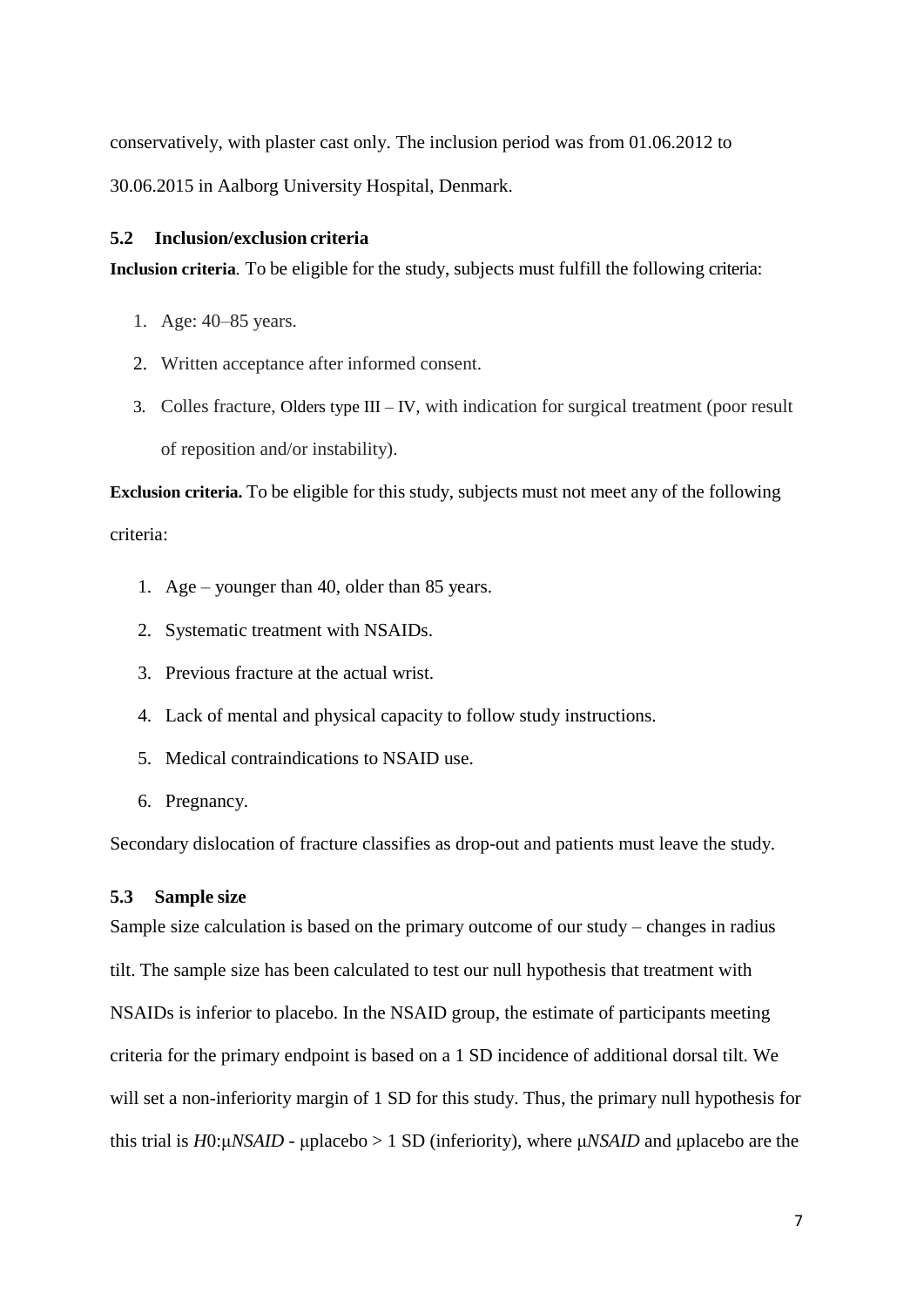conservatively, with plaster cast only. The inclusion period was from 01.06.2012 to 30.06.2015 in Aalborg University Hospital, Denmark.

### 5.2 Inclusion/exclusion criteria

**Inclusion criteria**. To be eligible for the study, subjects must fulfill the following criteria:

1. Age: 40–85 years.
2. Written acceptance after informed consent.
3. Colles fracture, Olders type III – IV, with indication for surgical treatment (poor result of reposition and/or instability).

**Exclusion criteria.** To be eligible for this study, subjects must not meet any of the following criteria:

1. Age – younger than 40, older than 85 years.
2. Systematic treatment with NSAIDs.
3. Previous fracture at the actual wrist.
4. Lack of mental and physical capacity to follow study instructions.
5. Medical contraindications to NSAID use.
6. Pregnancy.

Secondary dislocation of fracture classifies as drop-out and patients must leave the study.

### 5.3 Sample size

Sample size calculation is based on the primary outcome of our study – changes in radius tilt. The sample size has been calculated to test our null hypothesis that treatment with NSAIDs is inferior to placebo. In the NSAID group, the estimate of participants meeting criteria for the primary endpoint is based on a 1 SD incidence of additional dorsal tilt. We will set a non-inferiority margin of 1 SD for this study. Thus, the primary null hypothesis for this trial is $H0{:}\mu NSAID$ - $\mu$placebo > 1 SD (inferiority), where $\mu NSAID$ and $\mu$placebo are the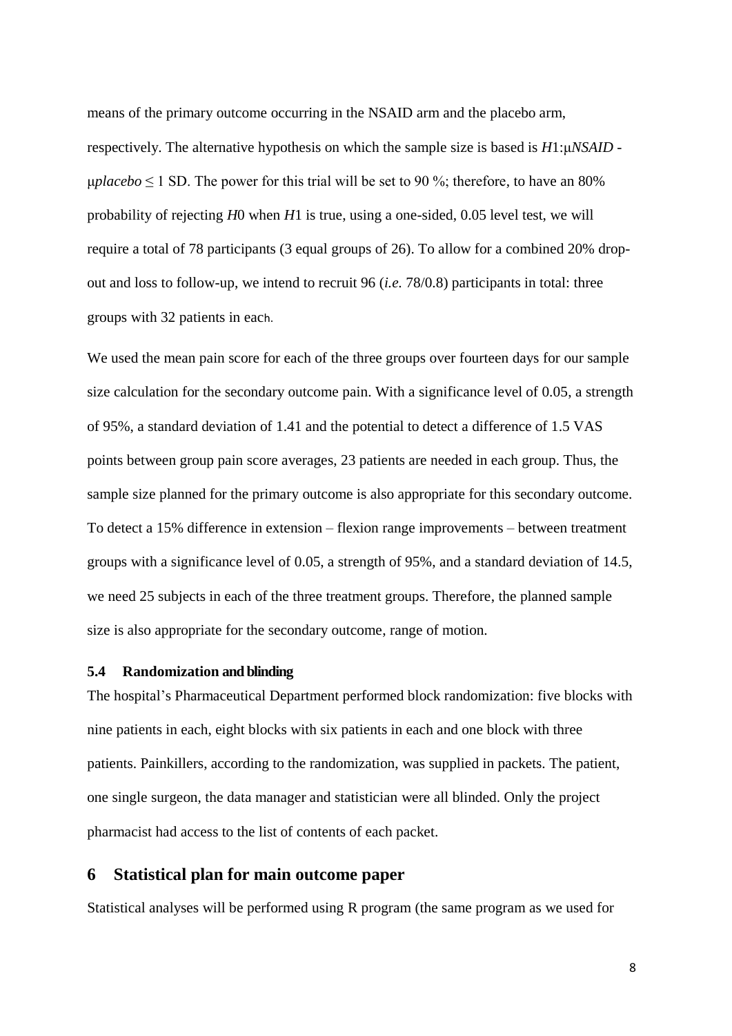means of the primary outcome occurring in the NSAID arm and the placebo arm, respectively. The alternative hypothesis on which the sample size is based is $H1{:}\mu NSAID - \mu placebo \leq 1$ SD. The power for this trial will be set to 90 %; therefore, to have an 80% probability of rejecting $H0$ when $H1$ is true, using a one-sided, 0.05 level test, we will require a total of 78 participants (3 equal groups of 26). To allow for a combined 20% drop-out and loss to follow-up, we intend to recruit 96 (*i.e.* 78/0.8) participants in total: three groups with 32 patients in each.

We used the mean pain score for each of the three groups over fourteen days for our sample size calculation for the secondary outcome pain. With a significance level of 0.05, a strength of 95%, a standard deviation of 1.41 and the potential to detect a difference of 1.5 VAS points between group pain score averages, 23 patients are needed in each group. Thus, the sample size planned for the primary outcome is also appropriate for this secondary outcome. To detect a 15% difference in extension – flexion range improvements – between treatment groups with a significance level of 0.05, a strength of 95%, and a standard deviation of 14.5, we need 25 subjects in each of the three treatment groups. Therefore, the planned sample size is also appropriate for the secondary outcome, range of motion.

### 5.4 Randomization and blinding

The hospital's Pharmaceutical Department performed block randomization: five blocks with nine patients in each, eight blocks with six patients in each and one block with three patients. Painkillers, according to the randomization, was supplied in packets. The patient, one single surgeon, the data manager and statistician were all blinded. Only the project pharmacist had access to the list of contents of each packet.

## 6 Statistical plan for main outcome paper

Statistical analyses will be performed using R program (the same program as we used for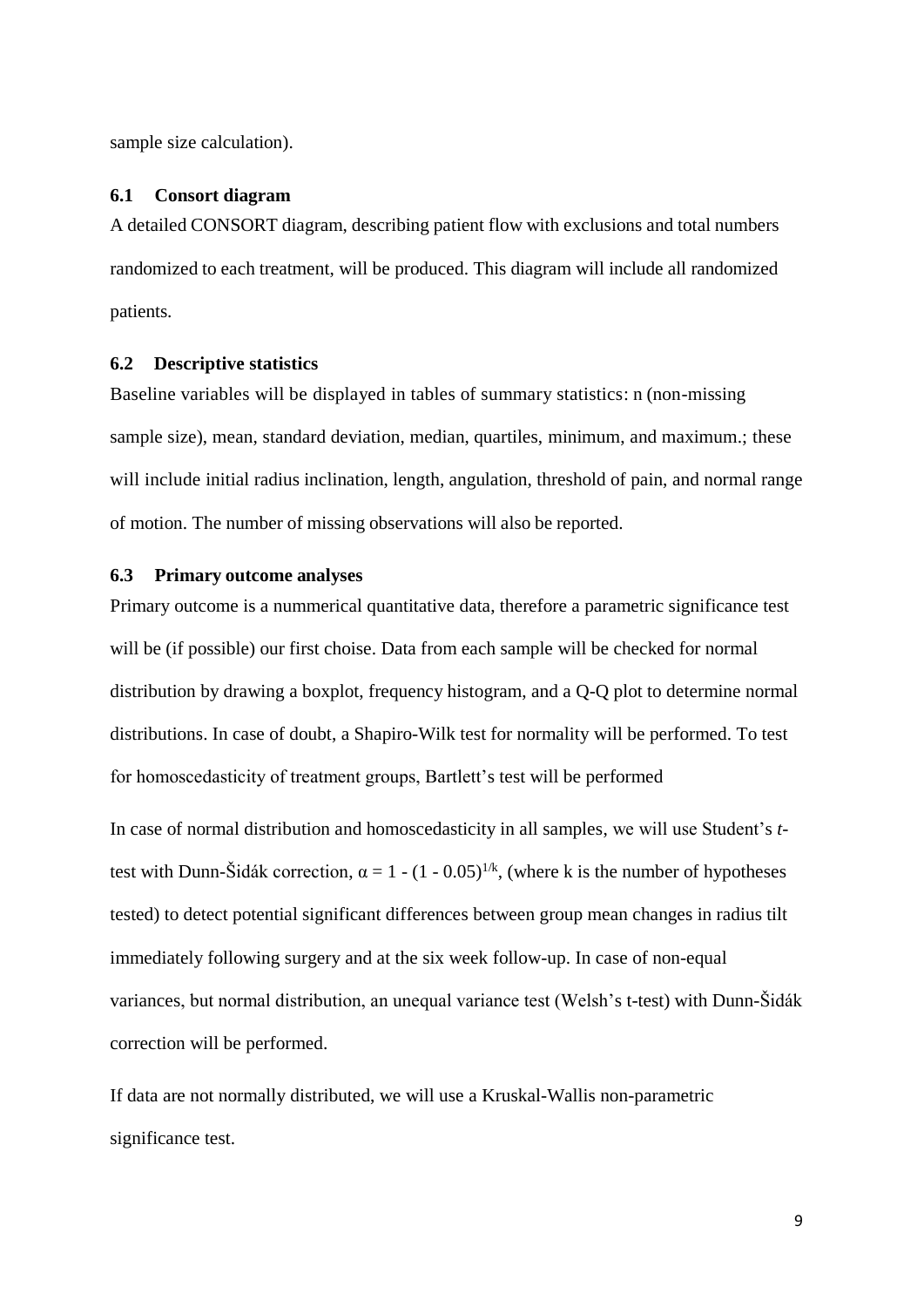sample size calculation).

## 6.1 Consort diagram

A detailed CONSORT diagram, describing patient flow with exclusions and total numbers randomized to each treatment, will be produced. This diagram will include all randomized patients.

## 6.2 Descriptive statistics

Baseline variables will be displayed in tables of summary statistics: n (non-missing sample size), mean, standard deviation, median, quartiles, minimum, and maximum.; these will include initial radius inclination, length, angulation, threshold of pain, and normal range of motion. The number of missing observations will also be reported.

## 6.3 Primary outcome analyses

Primary outcome is a nummerical quantitative data, therefore a parametric significance test will be (if possible) our first choise. Data from each sample will be checked for normal distribution by drawing a boxplot, frequency histogram, and a Q-Q plot to determine normal distributions. In case of doubt, a Shapiro-Wilk test for normality will be performed. To test for homoscedasticity of treatment groups, Bartlett's test will be performed

In case of normal distribution and homoscedasticity in all samples, we will use Student's *t*-test with Dunn-Šidák correction, $\alpha = 1 - (1 - 0.05)^{1/k}$, (where k is the number of hypotheses tested) to detect potential significant differences between group mean changes in radius tilt immediately following surgery and at the six week follow-up. In case of non-equal variances, but normal distribution, an unequal variance test (Welsh's t-test) with Dunn-Šidák correction will be performed.

If data are not normally distributed, we will use a Kruskal-Wallis non-parametric significance test.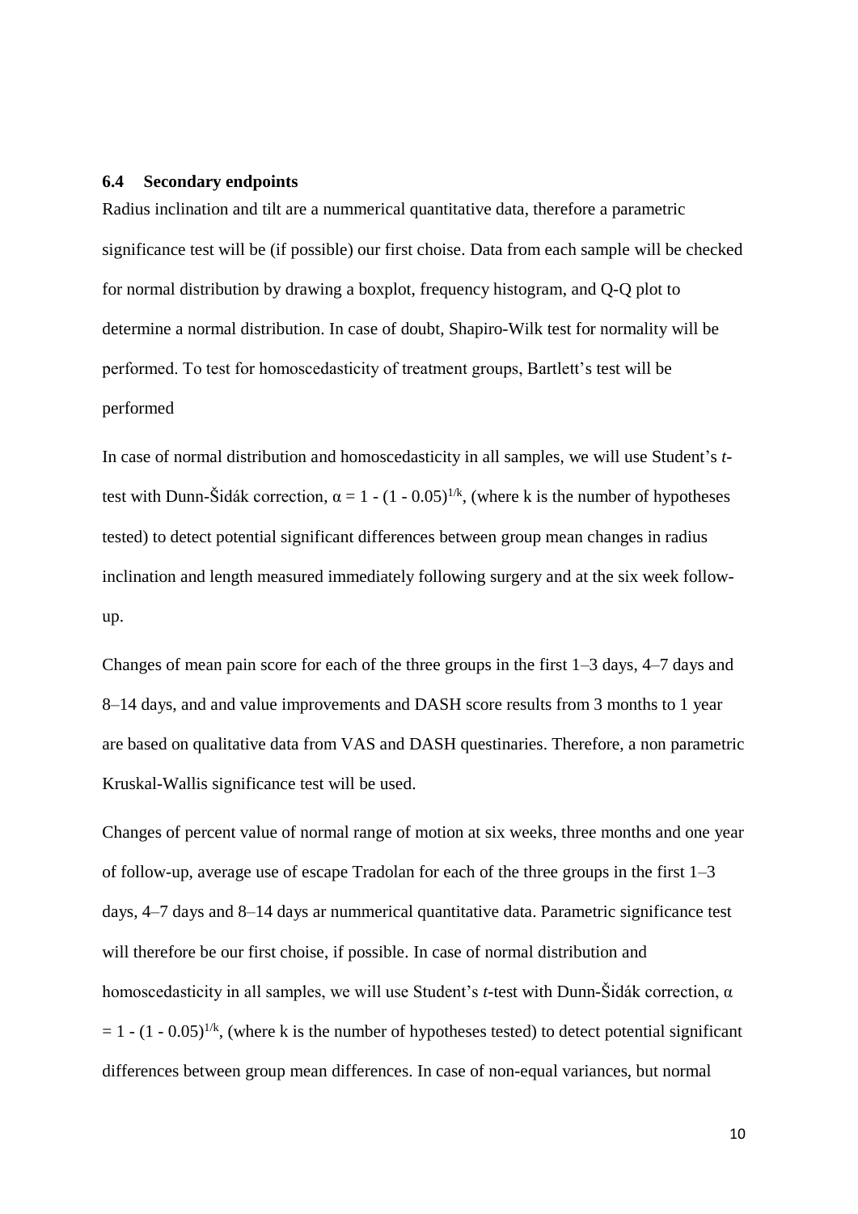### 6.4 Secondary endpoints

Radius inclination and tilt are a nummerical quantitative data, therefore a parametric significance test will be (if possible) our first choise. Data from each sample will be checked for normal distribution by drawing a boxplot, frequency histogram, and Q-Q plot to determine a normal distribution. In case of doubt, Shapiro-Wilk test for normality will be performed. To test for homoscedasticity of treatment groups, Bartlett's test will be performed

In case of normal distribution and homoscedasticity in all samples, we will use Student's *t*-test with Dunn-Šidák correction, $\alpha = 1 - (1 - 0.05)^{1/k}$, (where k is the number of hypotheses tested) to detect potential significant differences between group mean changes in radius inclination and length measured immediately following surgery and at the six week follow-up.

Changes of mean pain score for each of the three groups in the first 1–3 days, 4–7 days and 8–14 days, and and value improvements and DASH score results from 3 months to 1 year are based on qualitative data from VAS and DASH questinaries. Therefore, a non parametric Kruskal-Wallis significance test will be used.

Changes of percent value of normal range of motion at six weeks, three months and one year of follow-up, average use of escape Tradolan for each of the three groups in the first 1–3 days, 4–7 days and 8–14 days ar nummerical quantitative data. Parametric significance test will therefore be our first choise, if possible. In case of normal distribution and homoscedasticity in all samples, we will use Student's *t*-test with Dunn-Šidák correction, $\alpha = 1 - (1 - 0.05)^{1/k}$, (where k is the number of hypotheses tested) to detect potential significant differences between group mean differences. In case of non-equal variances, but normal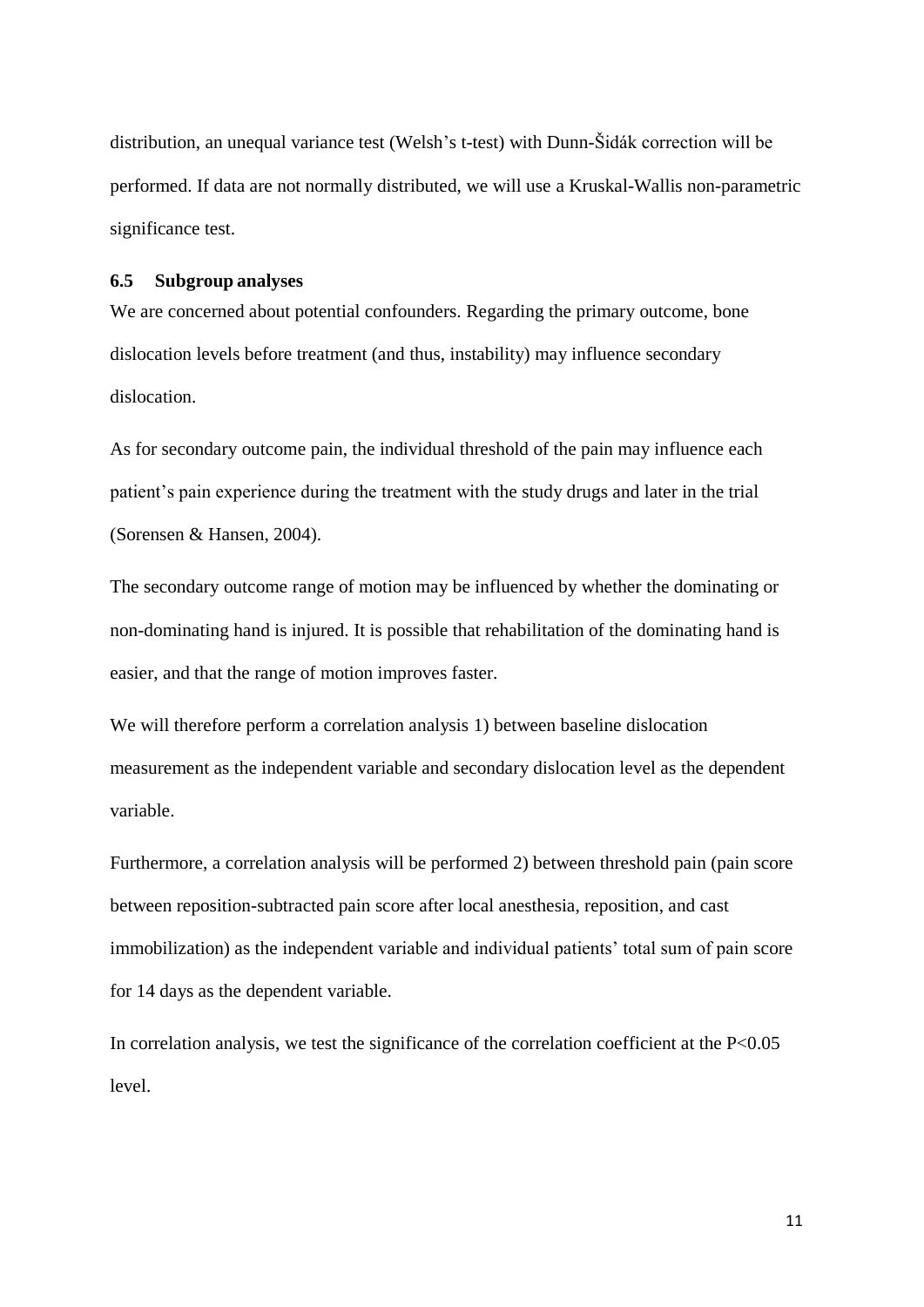distribution, an unequal variance test (Welsh's t-test) with Dunn-Šidák correction will be performed. If data are not normally distributed, we will use a Kruskal-Wallis non-parametric significance test.

### 6.5 Subgroup analyses

We are concerned about potential confounders. Regarding the primary outcome, bone dislocation levels before treatment (and thus, instability) may influence secondary dislocation.

As for secondary outcome pain, the individual threshold of the pain may influence each patient's pain experience during the treatment with the study drugs and later in the trial (Sorensen & Hansen, 2004).

The secondary outcome range of motion may be influenced by whether the dominating or non-dominating hand is injured. It is possible that rehabilitation of the dominating hand is easier, and that the range of motion improves faster.

We will therefore perform a correlation analysis 1) between baseline dislocation measurement as the independent variable and secondary dislocation level as the dependent variable.

Furthermore, a correlation analysis will be performed 2) between threshold pain (pain score between reposition-subtracted pain score after local anesthesia, reposition, and cast immobilization) as the independent variable and individual patients' total sum of pain score for 14 days as the dependent variable.

In correlation analysis, we test the significance of the correlation coefficient at the $P<0.05$ level.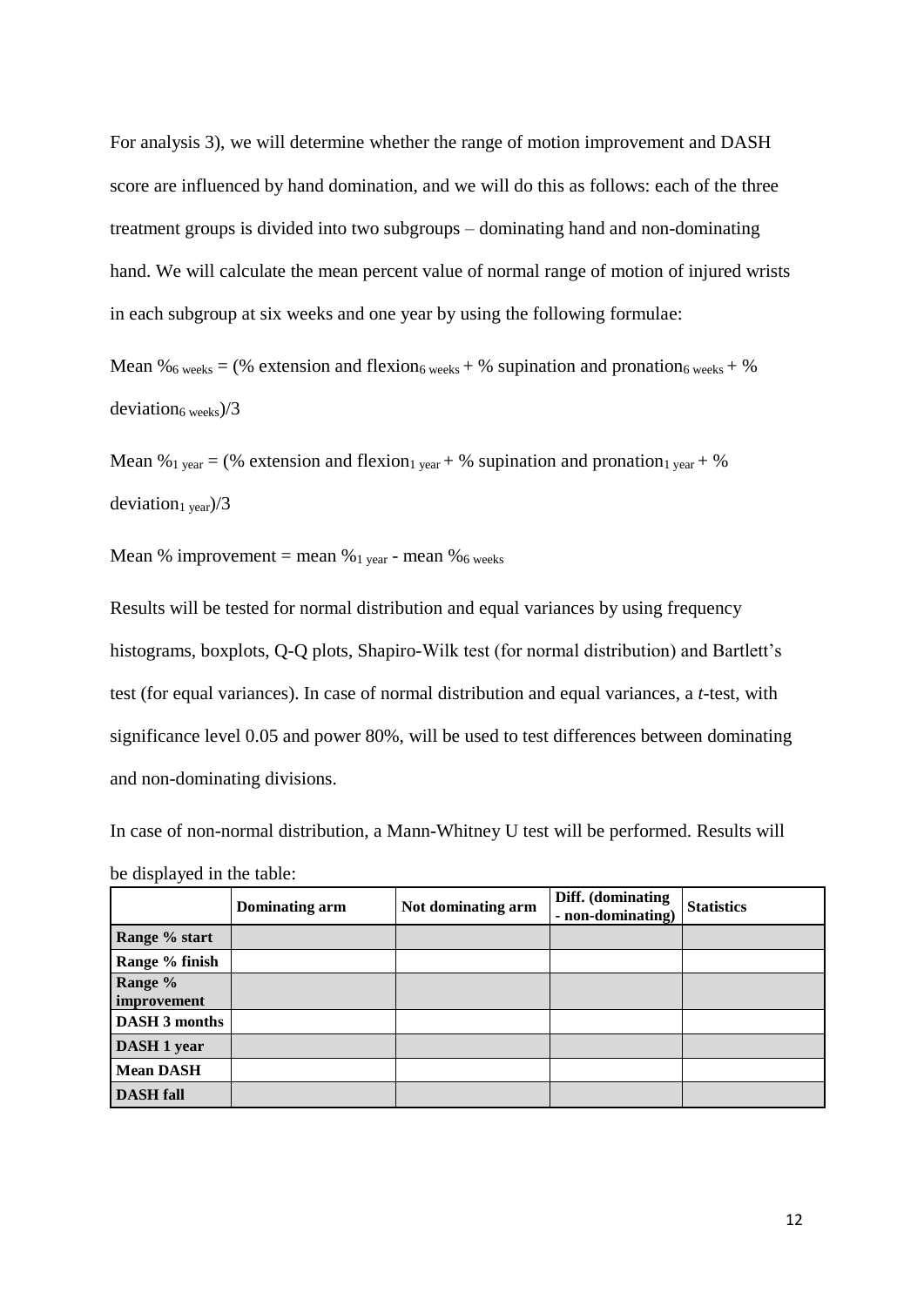For analysis 3), we will determine whether the range of motion improvement and DASH score are influenced by hand domination, and we will do this as follows: each of the three treatment groups is divided into two subgroups – dominating hand and non-dominating hand. We will calculate the mean percent value of normal range of motion of injured wrists in each subgroup at six weeks and one year by using the following formulae:

Mean $\%_{6\ weeks}$ = (% extension and $flexion_{6\ weeks}$ + % supination and $pronation_{6\ weeks}$ + % $deviation_{6\ weeks}$)/3

Mean $\%_{1\ year}$ = (% extension and $flexion_{1\ year}$ + % supination and $pronation_{1\ year}$ + % $deviation_{1\ year}$)/3

Mean % improvement = mean $\%_{1\ year}$ - mean $\%_{6\ weeks}$

Results will be tested for normal distribution and equal variances by using frequency histograms, boxplots, Q-Q plots, Shapiro-Wilk test (for normal distribution) and Bartlett's test (for equal variances). In case of normal distribution and equal variances, a *t*-test, with significance level 0.05 and power 80%, will be used to test differences between dominating and non-dominating divisions.

In case of non-normal distribution, a Mann-Whitney U test will be performed. Results will be displayed in the table:

| | **Dominating arm** | **Not dominating arm** | **Diff. (dominating - non-dominating)** | **Statistics** |
|---|---|---|---|---|
| **Range % start** | | | | |
| **Range % finish** | | | | |
| **Range % improvement** | | | | |
| **DASH 3 months** | | | | |
| **DASH 1 year** | | | | |
| **Mean DASH** | | | | |
| **DASH fall** | | | | |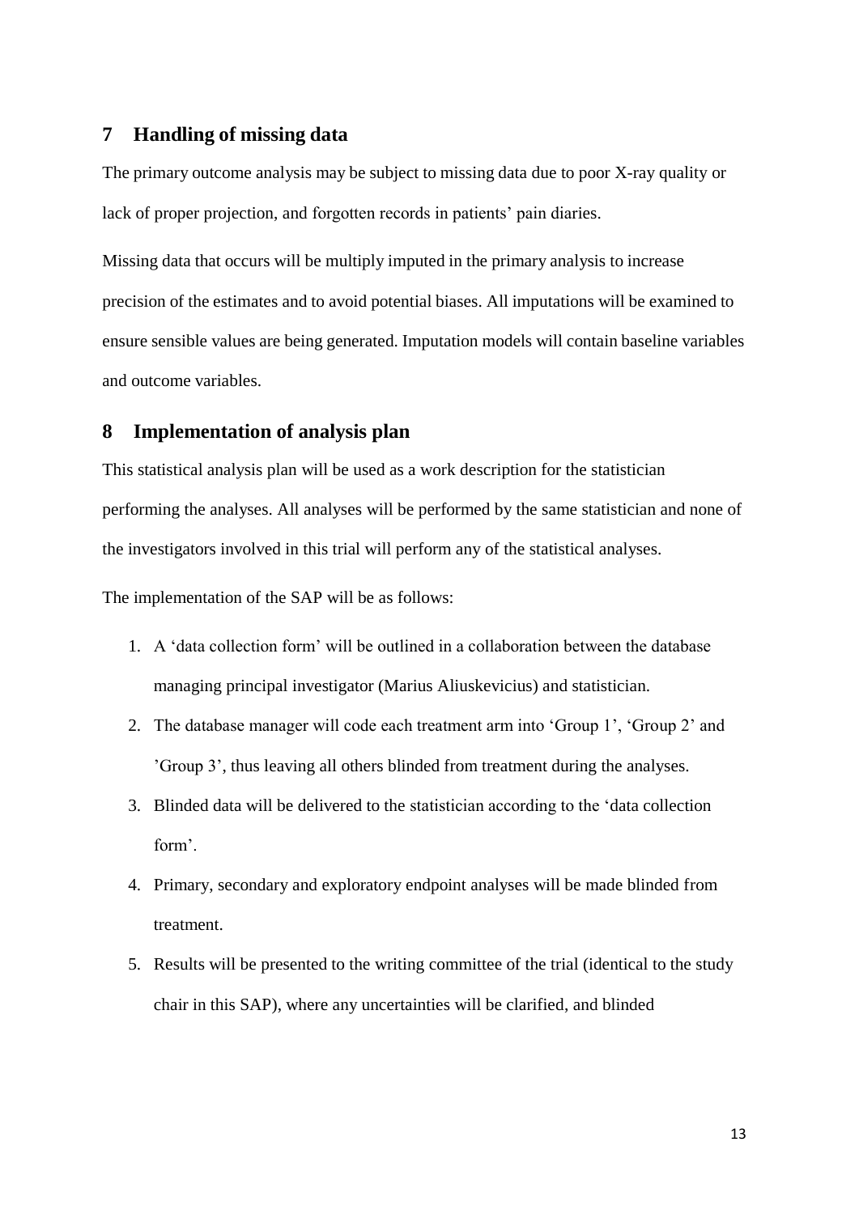## 7 Handling of missing data

The primary outcome analysis may be subject to missing data due to poor X-ray quality or lack of proper projection, and forgotten records in patients' pain diaries.

Missing data that occurs will be multiply imputed in the primary analysis to increase precision of the estimates and to avoid potential biases. All imputations will be examined to ensure sensible values are being generated. Imputation models will contain baseline variables and outcome variables.

## 8 Implementation of analysis plan

This statistical analysis plan will be used as a work description for the statistician performing the analyses. All analyses will be performed by the same statistician and none of the investigators involved in this trial will perform any of the statistical analyses.

The implementation of the SAP will be as follows:

1. A 'data collection form' will be outlined in a collaboration between the database managing principal investigator (Marius Aliuskevicius) and statistician.
2. The database manager will code each treatment arm into 'Group 1', 'Group 2' and 'Group 3', thus leaving all others blinded from treatment during the analyses.
3. Blinded data will be delivered to the statistician according to the 'data collection form'.
4. Primary, secondary and exploratory endpoint analyses will be made blinded from treatment.
5. Results will be presented to the writing committee of the trial (identical to the study chair in this SAP), where any uncertainties will be clarified, and blinded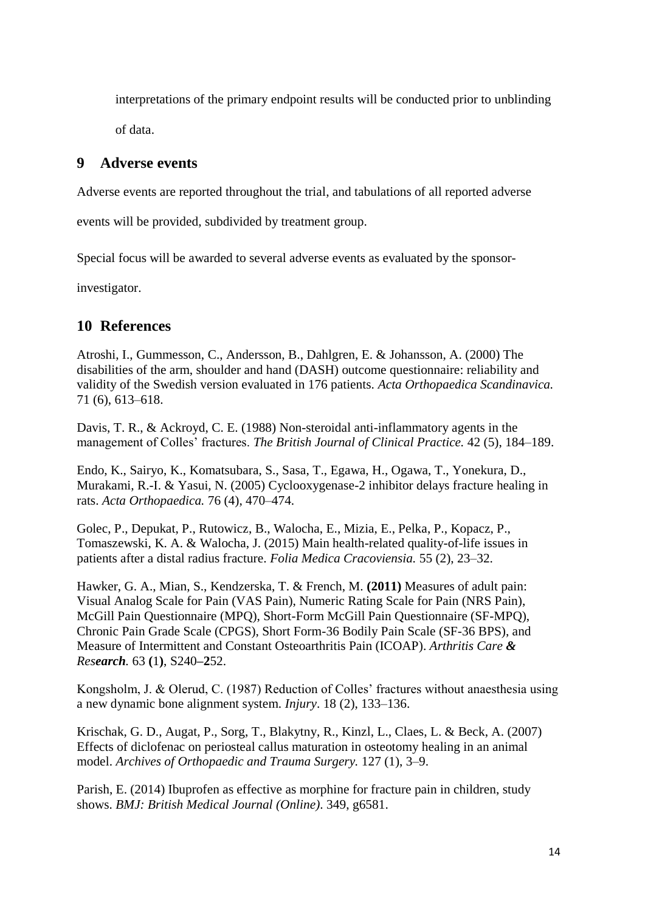interpretations of the primary endpoint results will be conducted prior to unblinding of data.

## 9 Adverse events

Adverse events are reported throughout the trial, and tabulations of all reported adverse events will be provided, subdivided by treatment group.

Special focus will be awarded to several adverse events as evaluated by the sponsor-investigator.

## 10 References

Atroshi, I., Gummesson, C., Andersson, B., Dahlgren, E. & Johansson, A. (2000) The disabilities of the arm, shoulder and hand (DASH) outcome questionnaire: reliability and validity of the Swedish version evaluated in 176 patients. *Acta Orthopaedica Scandinavica.* 71 (6), 613–618.

Davis, T. R., & Ackroyd, C. E. (1988) Non-steroidal anti-inflammatory agents in the management of Colles' fractures. *The British Journal of Clinical Practice.* 42 (5), 184–189.

Endo, K., Sairyo, K., Komatsubara, S., Sasa, T., Egawa, H., Ogawa, T., Yonekura, D., Murakami, R.-I. & Yasui, N. (2005) Cyclooxygenase-2 inhibitor delays fracture healing in rats. *Acta Orthopaedica.* 76 (4), 470–474.

Golec, P., Depukat, P., Rutowicz, B., Walocha, E., Mizia, E., Pelka, P., Kopacz, P., Tomaszewski, K. A. & Walocha, J. (2015) Main health-related quality-of-life issues in patients after a distal radius fracture. *Folia Medica Cracoviensia.* 55 (2), 23–32.

Hawker, G. A., Mian, S., Kendzerska, T. & French, M. **(2011)** Measures of adult pain: Visual Analog Scale for Pain (VAS Pain), Numeric Rating Scale for Pain (NRS Pain), McGill Pain Questionnaire (MPQ), Short-Form McGill Pain Questionnaire (SF-MPQ), Chronic Pain Grade Scale (CPGS), Short Form-36 Bodily Pain Scale (SF-36 BPS), and Measure of Intermittent and Constant Osteoarthritis Pain (ICOAP). *Arthritis Care & Research.* 63 **(**1**)**, S240**–2**52.

Kongsholm, J. & Olerud, C. (1987) Reduction of Colles' fractures without anaesthesia using a new dynamic bone alignment system. *Injury*. 18 (2), 133–136.

Krischak, G. D., Augat, P., Sorg, T., Blakytny, R., Kinzl, L., Claes, L. & Beck, A. (2007) Effects of diclofenac on periosteal callus maturation in osteotomy healing in an animal model. *Archives of Orthopaedic and Trauma Surgery.* 127 (1), 3–9.

Parish, E. (2014) Ibuprofen as effective as morphine for fracture pain in children, study shows. *BMJ: British Medical Journal (Online)*. 349, g6581.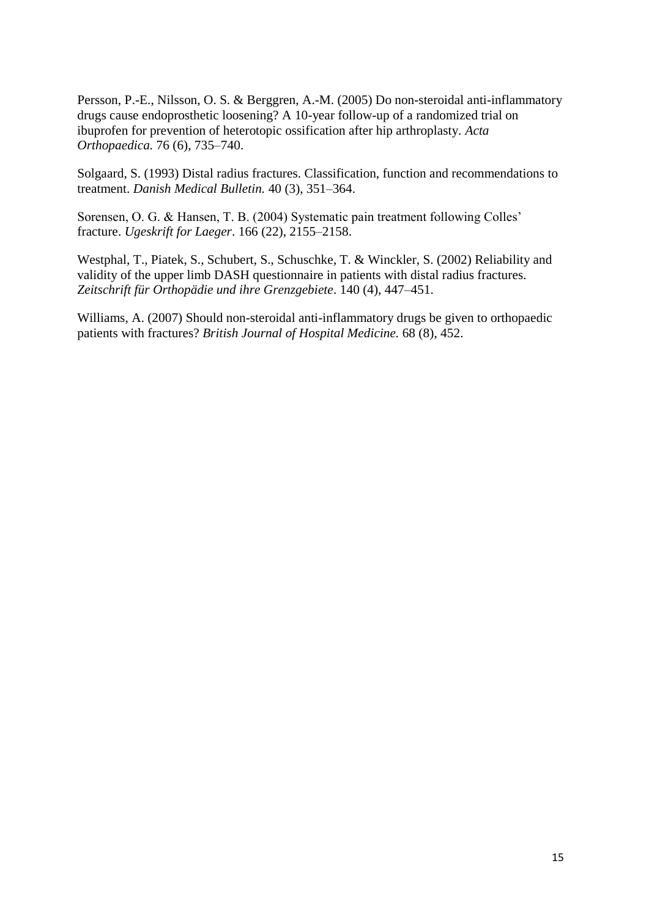Persson, P.-E., Nilsson, O. S. & Berggren, A.-M. (2005) Do non-steroidal anti-inflammatory drugs cause endoprosthetic loosening? A 10-year follow-up of a randomized trial on ibuprofen for prevention of heterotopic ossification after hip arthroplasty. *Acta Orthopaedica.* 76 (6), 735–740.

Solgaard, S. (1993) Distal radius fractures. Classification, function and recommendations to treatment. *Danish Medical Bulletin.* 40 (3), 351–364.

Sorensen, O. G. & Hansen, T. B. (2004) Systematic pain treatment following Colles' fracture. *Ugeskrift for Laeger*. 166 (22), 2155–2158.

Westphal, T., Piatek, S., Schubert, S., Schuschke, T. & Winckler, S. (2002) Reliability and validity of the upper limb DASH questionnaire in patients with distal radius fractures. *Zeitschrift für Orthopädie und ihre Grenzgebiete*. 140 (4), 447–451.

Williams, A. (2007) Should non-steroidal anti-inflammatory drugs be given to orthopaedic patients with fractures? *British Journal of Hospital Medicine.* 68 (8), 452.